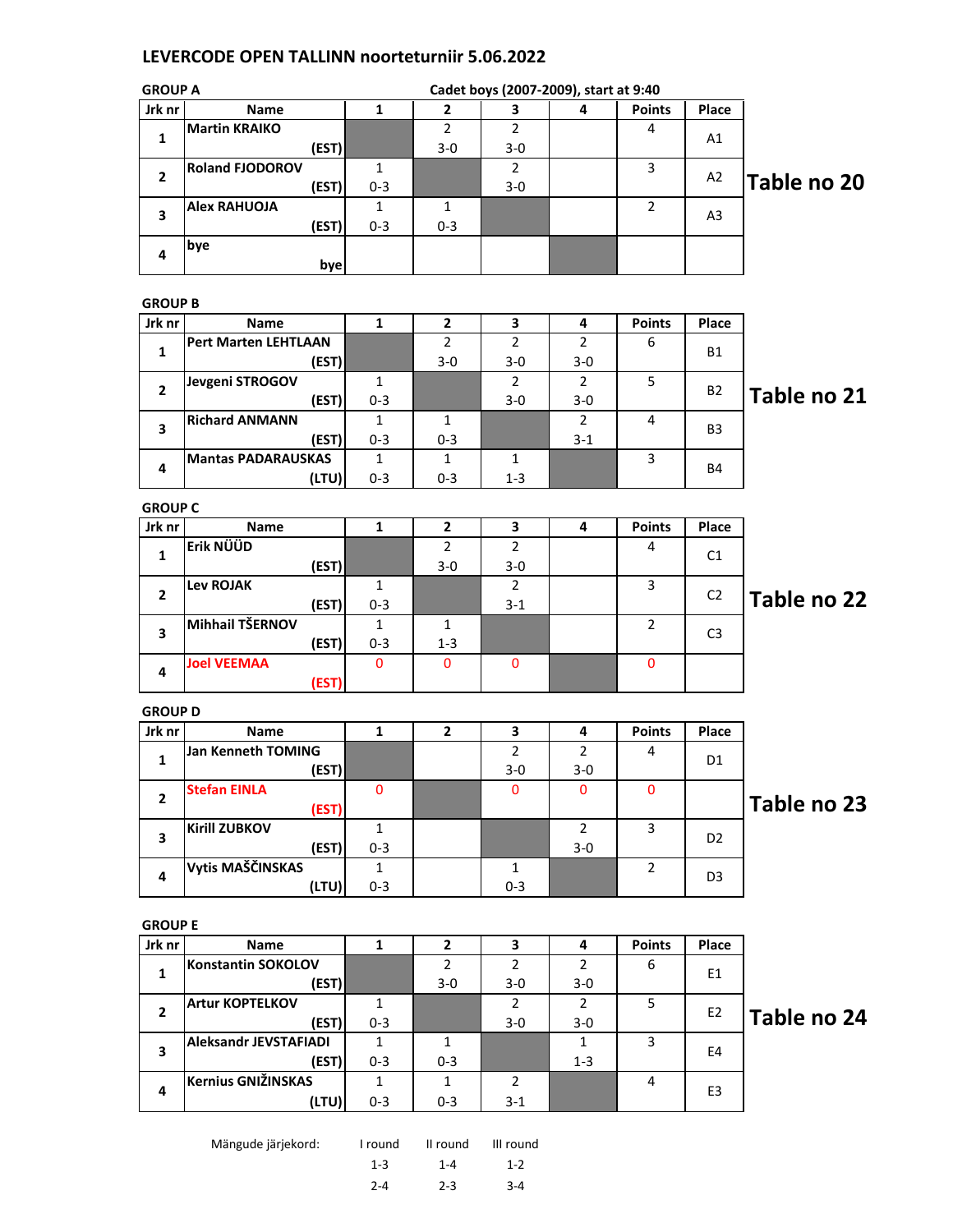# LEVERCODE OPEN TALLINN noorteturniir 5.06.2022

**GROUP A** — Cadet boys (2007-2009), start at 9:40

**Table no 20**

| Jrk nr | Name | 1 | 2 | 3 | 4 | Points | Place |
|---|---|---|---|---|---|---|---|
| 1 | Martin KRAIKO (EST) | | 2 3-0 | 2 3-0 | | 4 | A1 |
| 2 | Roland FJODOROV (EST) | 1 0-3 | | 2 3-0 | | 3 | A2 |
| 3 | Alex RAHUOJA (EST) | 1 0-3 | 1 0-3 | | | 2 | A3 |
| 4 | bye bye | | | | | | |

**GROUP B**

**Table no 21**

| Jrk nr | Name | 1 | 2 | 3 | 4 | Points | Place |
|---|---|---|---|---|---|---|---|
| 1 | Pert Marten LEHTLAAN (EST) | | 2 3-0 | 2 3-0 | 2 3-0 | 6 | B1 |
| 2 | Jevgeni STROGOV (EST) | 1 0-3 | | 2 3-0 | 2 3-0 | 5 | B2 |
| 3 | Richard ANMANN (EST) | 1 0-3 | 1 0-3 | | 2 3-1 | 4 | B3 |
| 4 | Mantas PADARAUSKAS (LTU) | 1 0-3 | 1 0-3 | 1 1-3 | | 3 | B4 |

**GROUP C**

**Table no 22**

| Jrk nr | Name | 1 | 2 | 3 | 4 | Points | Place |
|---|---|---|---|---|---|---|---|
| 1 | Erik NÜÜD (EST) | | 2 3-0 | 2 3-0 | | 4 | C1 |
| 2 | Lev ROJAK (EST) | 1 0-3 | | 2 3-1 | | 3 | C2 |
| 3 | Mihhail TŠERNOV (EST) | 1 0-3 | 1 1-3 | | | 2 | C3 |
| 4 | Joel VEEMAA (EST) | 0 | 0 | 0 | | 0 | |

**GROUP D**

**Table no 23**

| Jrk nr | Name | 1 | 2 | 3 | 4 | Points | Place |
|---|---|---|---|---|---|---|---|
| 1 | Jan Kenneth TOMING (EST) | | | 2 3-0 | 2 3-0 | 4 | D1 |
| 2 | Stefan EINLA (EST) | 0 | | 0 | 0 | 0 | |
| 3 | Kirill ZUBKOV (EST) | 1 0-3 | | | 2 3-0 | 3 | D2 |
| 4 | Vytis MAŠČINSKAS (LTU) | 1 0-3 | | 1 0-3 | | 2 | D3 |

**GROUP E**

**Table no 24**

| Jrk nr | Name | 1 | 2 | 3 | 4 | Points | Place |
|---|---|---|---|---|---|---|---|
| 1 | Konstantin SOKOLOV (EST) | | 2 3-0 | 2 3-0 | 2 3-0 | 6 | E1 |
| 2 | Artur KOPTELKOV (EST) | 1 0-3 | | 2 3-0 | 2 3-0 | 5 | E2 |
| 3 | Aleksandr JEVSTAFIADI (EST) | 1 0-3 | 1 0-3 | | 1 1-3 | 3 | E4 |
| 4 | Kernius GNIŽINSKAS (LTU) | 1 0-3 | 1 0-3 | 2 3-1 | | 4 | E3 |

| Mängude järjekord: | I round | II round | III round |
|---|---|---|---|
| | 1-3 | 1-4 | 1-2 |
| | 2-4 | 2-3 | 3-4 |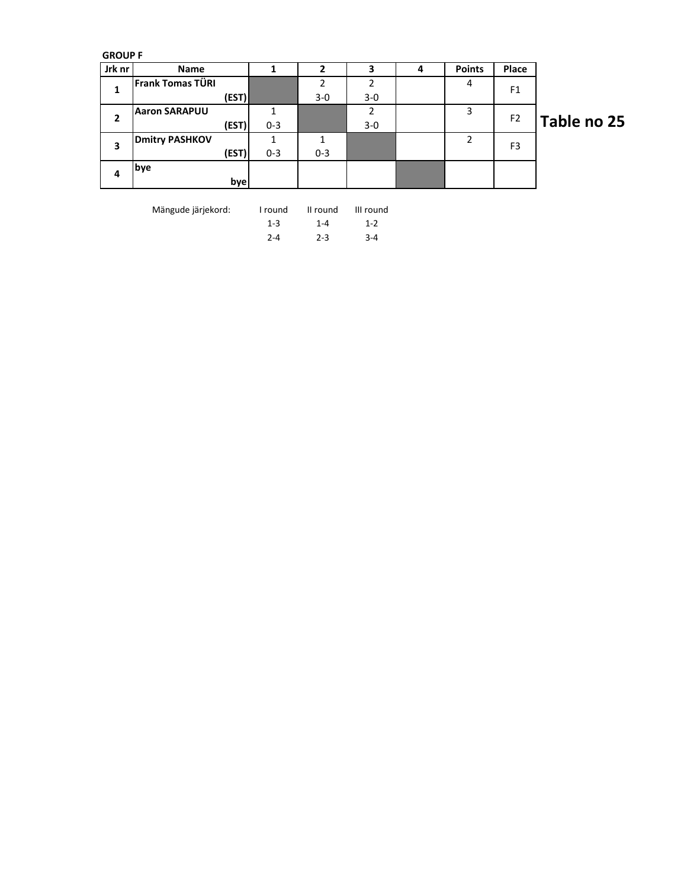**GROUP F**

| Jrk nr | Name | 1 | 2 | 3 | 4 | Points | Place |
|---|---|---|---|---|---|---|---|
| 1 | **Frank Tomas TÜRI** **(EST)** | | 2<br>3-0 | 2<br>3-0 | | 4 | F1 |
| 2 | **Aaron SARAPUU** **(EST)** | 1<br>0-3 | | 2<br>3-0 | | 3 | F2 |
| 3 | **Dmitry PASHKOV** **(EST)** | 1<br>0-3 | 1<br>0-3 | | | 2 | F3 |
| 4 | **bye** **bye** | | | | | | |

**Table no 25**

| Mängude järjekord: | I round | II round | III round |
|---|---|---|---|
| | 1-3 | 1-4 | 1-2 |
| | 2-4 | 2-3 | 3-4 |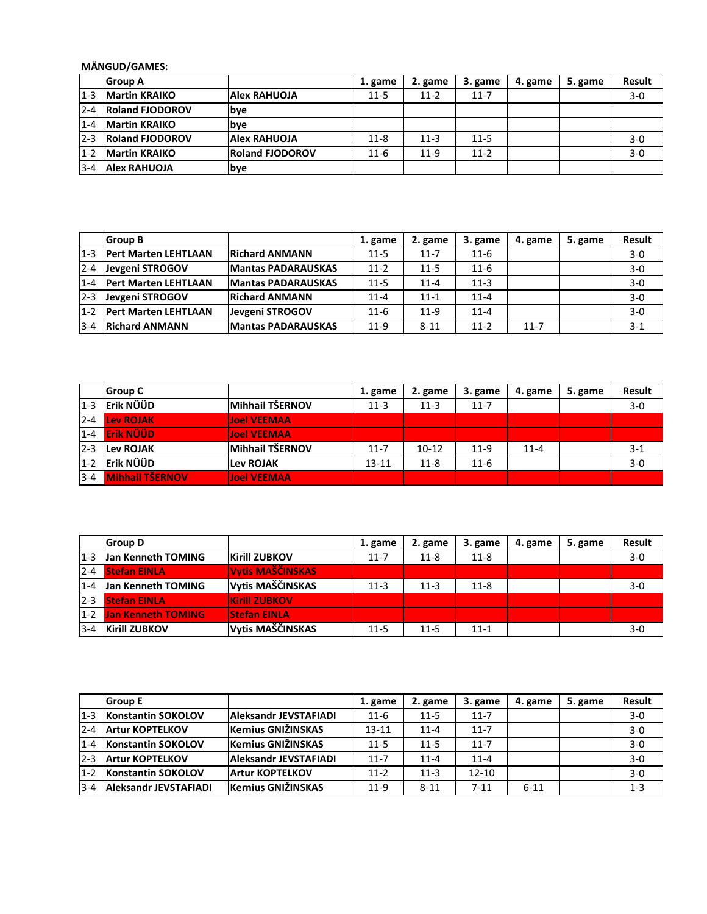**MÄNGUD/GAMES:**

| | Group A | | 1. game | 2. game | 3. game | 4. game | 5. game | Result |
|---|---|---|---|---|---|---|---|---|
| 1-3 | Martin KRAIKO | Alex RAHUOJA | 11-5 | 11-2 | 11-7 | | | 3-0 |
| 2-4 | Roland FJODOROV | bye | | | | | | |
| 1-4 | Martin KRAIKO | bye | | | | | | |
| 2-3 | Roland FJODOROV | Alex RAHUOJA | 11-8 | 11-3 | 11-5 | | | 3-0 |
| 1-2 | Martin KRAIKO | Roland FJODOROV | 11-6 | 11-9 | 11-2 | | | 3-0 |
| 3-4 | Alex RAHUOJA | bye | | | | | | |

| | Group B | | 1. game | 2. game | 3. game | 4. game | 5. game | Result |
|---|---|---|---|---|---|---|---|---|
| 1-3 | Pert Marten LEHTLAAN | Richard ANMANN | 11-5 | 11-7 | 11-6 | | | 3-0 |
| 2-4 | Jevgeni STROGOV | Mantas PADARAUSKAS | 11-2 | 11-5 | 11-6 | | | 3-0 |
| 1-4 | Pert Marten LEHTLAAN | Mantas PADARAUSKAS | 11-5 | 11-4 | 11-3 | | | 3-0 |
| 2-3 | Jevgeni STROGOV | Richard ANMANN | 11-4 | 11-1 | 11-4 | | | 3-0 |
| 1-2 | Pert Marten LEHTLAAN | Jevgeni STROGOV | 11-6 | 11-9 | 11-4 | | | 3-0 |
| 3-4 | Richard ANMANN | Mantas PADARAUSKAS | 11-9 | 8-11 | 11-2 | 11-7 | | 3-1 |

| | Group C | | 1. game | 2. game | 3. game | 4. game | 5. game | Result |
|---|---|---|---|---|---|---|---|---|
| 1-3 | Erik NÜÜD | Mihhail TŠERNOV | 11-3 | 11-3 | 11-7 | | | 3-0 |
| 2-4 | Lev ROJAK | Joel VEEMAA | | | | | | |
| 1-4 | Erik NÜÜD | Joel VEEMAA | | | | | | |
| 2-3 | Lev ROJAK | Mihhail TŠERNOV | 11-7 | 10-12 | 11-9 | 11-4 | | 3-1 |
| 1-2 | Erik NÜÜD | Lev ROJAK | 13-11 | 11-8 | 11-6 | | | 3-0 |
| 3-4 | Mihhail TŠERNOV | Joel VEEMAA | | | | | | |

| | Group D | | 1. game | 2. game | 3. game | 4. game | 5. game | Result |
|---|---|---|---|---|---|---|---|---|
| 1-3 | Jan Kenneth TOMING | Kirill ZUBKOV | 11-7 | 11-8 | 11-8 | | | 3-0 |
| 2-4 | Stefan EINLA | Vytis MAŠČINSKAS | | | | | | |
| 1-4 | Jan Kenneth TOMING | Vytis MAŠČINSKAS | 11-3 | 11-3 | 11-8 | | | 3-0 |
| 2-3 | Stefan EINLA | Kirill ZUBKOV | | | | | | |
| 1-2 | Jan Kenneth TOMING | Stefan EINLA | | | | | | |
| 3-4 | Kirill ZUBKOV | Vytis MAŠČINSKAS | 11-5 | 11-5 | 11-1 | | | 3-0 |

| | Group E | | 1. game | 2. game | 3. game | 4. game | 5. game | Result |
|---|---|---|---|---|---|---|---|---|
| 1-3 | Konstantin SOKOLOV | Aleksandr JEVSTAFIADI | 11-6 | 11-5 | 11-7 | | | 3-0 |
| 2-4 | Artur KOPTELKOV | Kernius GNIŽINSKAS | 13-11 | 11-4 | 11-7 | | | 3-0 |
| 1-4 | Konstantin SOKOLOV | Kernius GNIŽINSKAS | 11-5 | 11-5 | 11-7 | | | 3-0 |
| 2-3 | Artur KOPTELKOV | Aleksandr JEVSTAFIADI | 11-7 | 11-4 | 11-4 | | | 3-0 |
| 1-2 | Konstantin SOKOLOV | Artur KOPTELKOV | 11-2 | 11-3 | 12-10 | | | 3-0 |
| 3-4 | Aleksandr JEVSTAFIADI | Kernius GNIŽINSKAS | 11-9 | 8-11 | 7-11 | 6-11 | | 1-3 |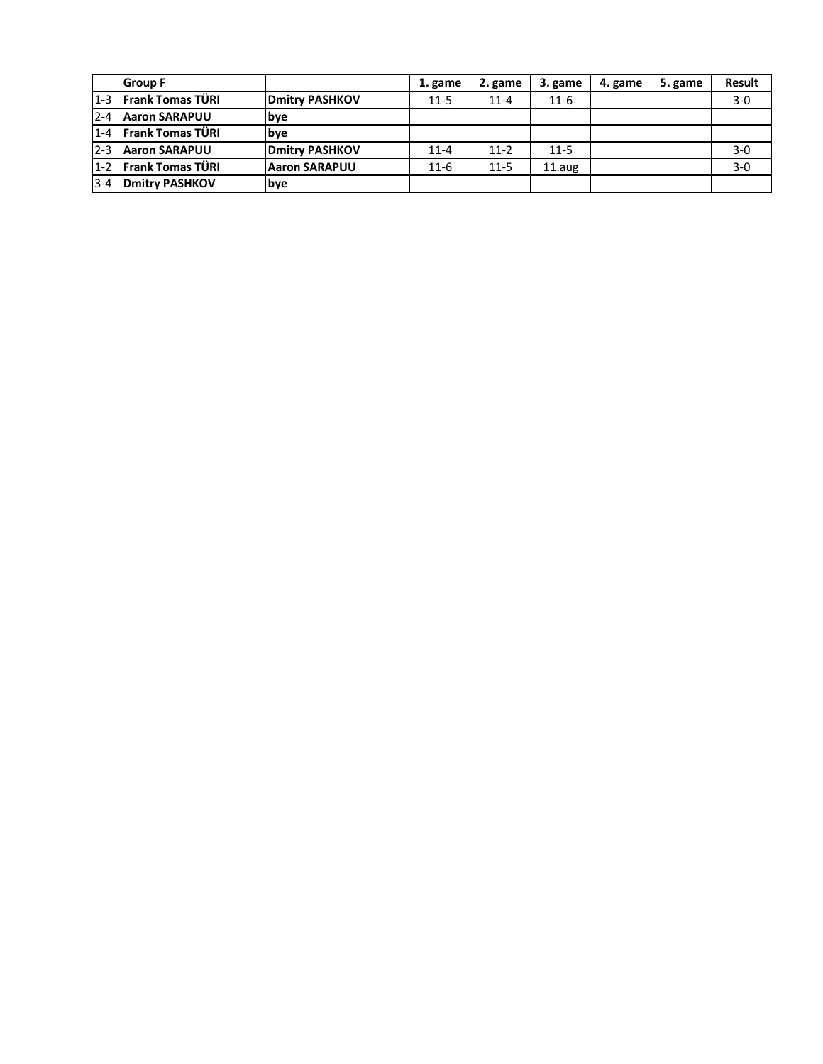| | **Group F** | | **1. game** | **2. game** | **3. game** | **4. game** | **5. game** | **Result** |
|---|---|---|---|---|---|---|---|---|
| 1-3 | **Frank Tomas TÜRI** | **Dmitry PASHKOV** | 11-5 | 11-4 | 11-6 | | | 3-0 |
| 2-4 | **Aaron SARAPUU** | **bye** | | | | | | |
| 1-4 | **Frank Tomas TÜRI** | **bye** | | | | | | |
| 2-3 | **Aaron SARAPUU** | **Dmitry PASHKOV** | 11-4 | 11-2 | 11-5 | | | 3-0 |
| 1-2 | **Frank Tomas TÜRI** | **Aaron SARAPUU** | 11-6 | 11-5 | 11.aug | | | 3-0 |
| 3-4 | **Dmitry PASHKOV** | **bye** | | | | | | |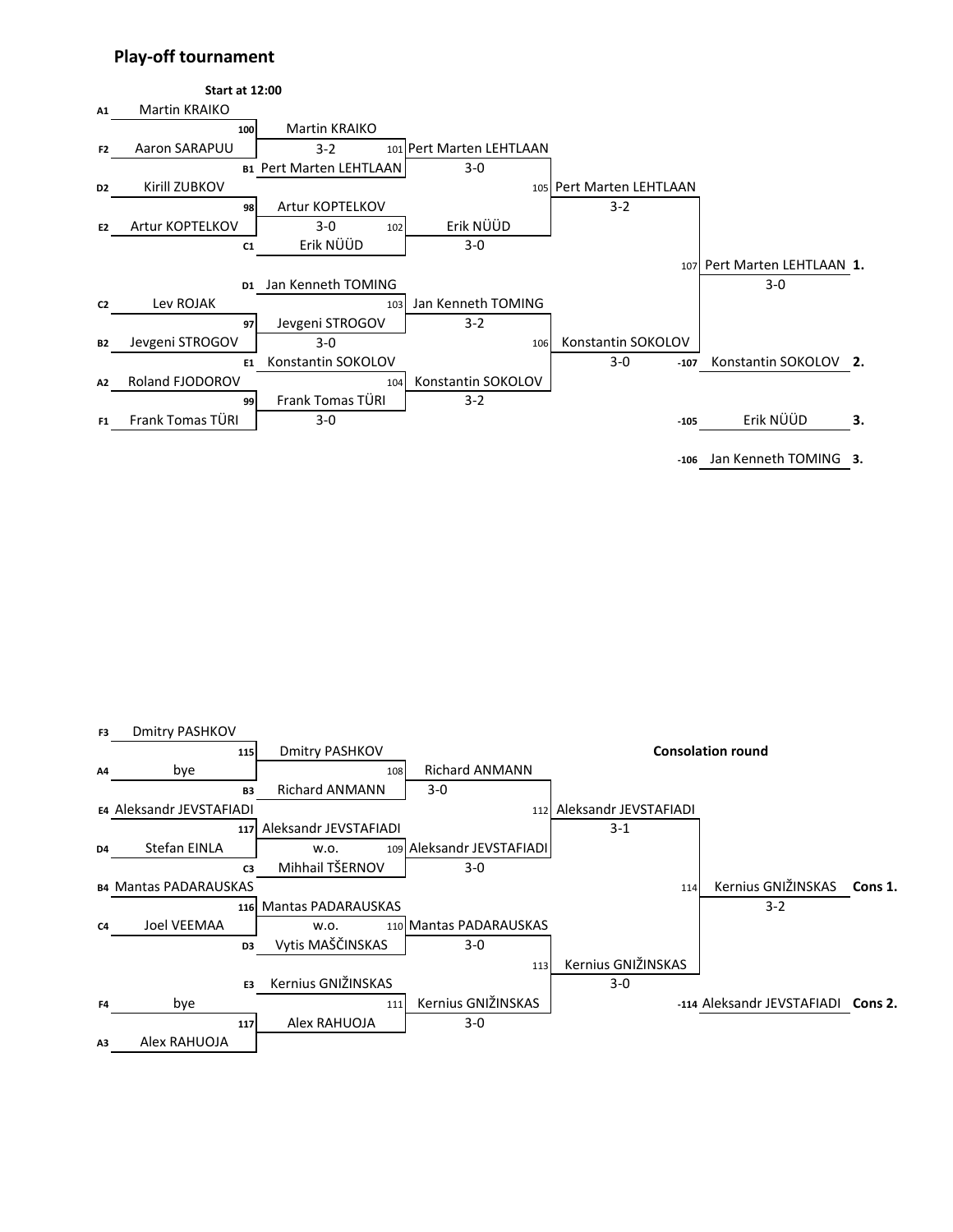## Play-off tournament

**Start at 12:00**

A1 Martin KRAIKO

100 Martin KRAIKO

F2 Aaron SARAPUU

3-2

101 Pert Marten LEHTLAAN

B1 Pert Marten LEHTLAAN

3-0

D2 Kirill ZUBKOV

105 Pert Marten LEHTLAAN

98 Artur KOPTELKOV

3-2

E2 Artur KOPTELKOV

3-0

102 Erik NÜÜD

C1 Erik NÜÜD

3-0

107 Pert Marten LEHTLAAN **1.**

3-0

D1 Jan Kenneth TOMING

C2 Lev ROJAK

103 Jan Kenneth TOMING

97 Jevgeni STROGOV

3-2

B2 Jevgeni STROGOV

3-0

106 Konstantin SOKOLOV

E1 Konstantin SOKOLOV

3-0

-107 Konstantin SOKOLOV **2.**

A2 Roland FJODOROV

104 Konstantin SOKOLOV

99 Frank Tomas TÜRI

3-2

F1 Frank Tomas TÜRI

3-0

-105 Erik NÜÜD **3.**

-106 Jan Kenneth TOMING **3.**

F3 Dmitry PASHKOV

115 Dmitry PASHKOV

**Consolation round**

A4 bye

108 Richard ANMANN

B3 Richard ANMANN

3-0

E4 Aleksandr JEVSTAFIADI

112 Aleksandr JEVSTAFIADI

117 Aleksandr JEVSTAFIADI

3-1

D4 Stefan EINLA

w.o.

109 Aleksandr JEVSTAFIADI

C3 Mihhail TŠERNOV

3-0

B4 Mantas PADARAUSKAS

114 Kernius GNIŽINSKAS **Cons 1.**

116 Mantas PADARAUSKAS

3-2

C4 Joel VEEMAA

w.o.

110 Mantas PADARAUSKAS

D3 Vytis MAŠČINSKAS

3-0

113 Kernius GNIŽINSKAS

E3 Kernius GNIŽINSKAS

3-0

F4 bye

111 Kernius GNIŽINSKAS

-114 Aleksandr JEVSTAFIADI **Cons 2.**

117 Alex RAHUOJA

3-0

A3 Alex RAHUOJA